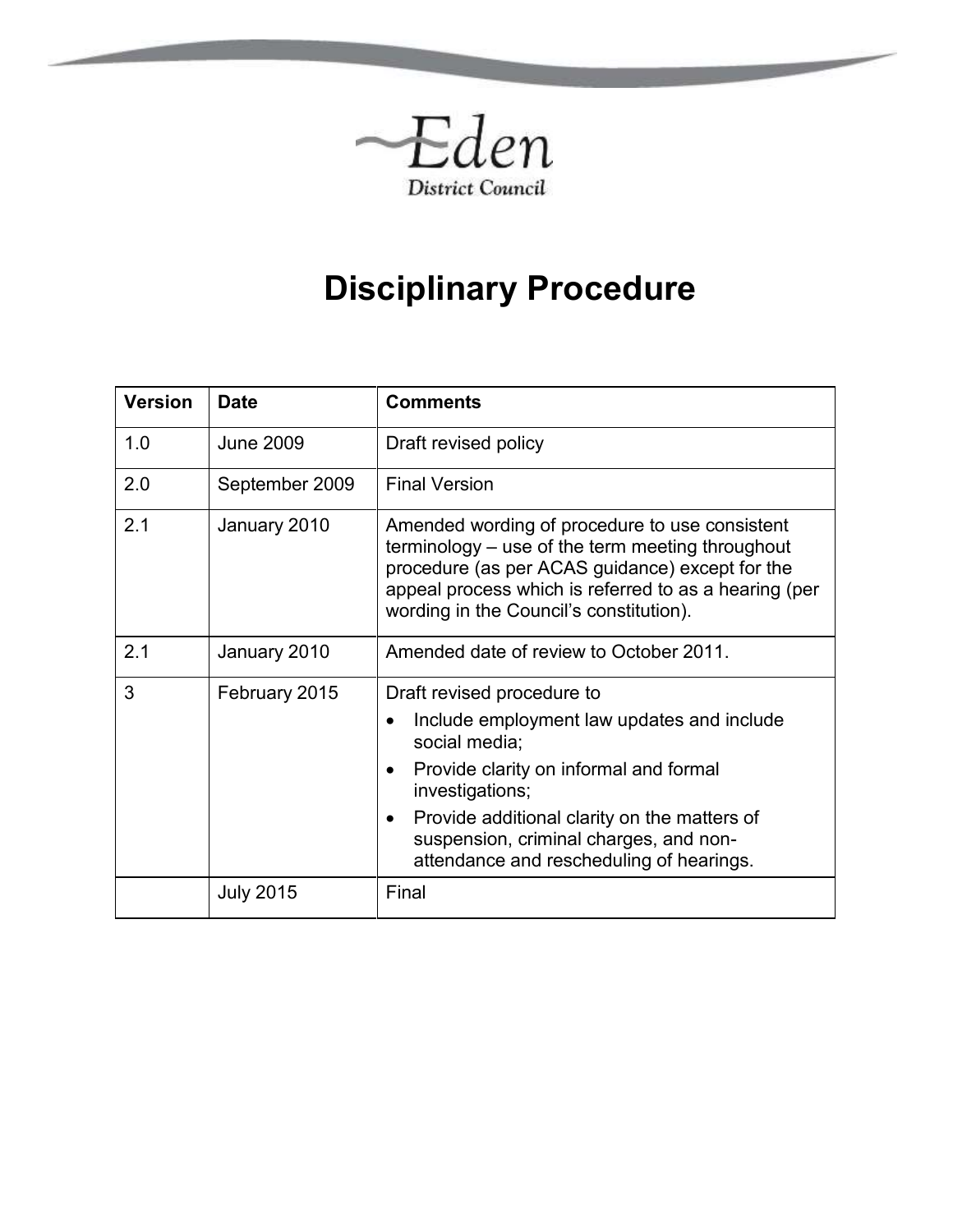Eden District Council

# Disciplinary Procedure

| Version | Date | Comments |
|---|---|---|
| 1.0 | June 2009 | Draft revised policy |
| 2.0 | September 2009 | Final Version |
| 2.1 | January 2010 | Amended wording of procedure to use consistent terminology – use of the term meeting throughout procedure (as per ACAS guidance) except for the appeal process which is referred to as a hearing (per wording in the Council's constitution). |
| 2.1 | January 2010 | Amended date of review to October 2011. |
| 3 | February 2015 | Draft revised procedure to<br>• Include employment law updates and include social media;<br>• Provide clarity on informal and formal investigations;<br>• Provide additional clarity on the matters of suspension, criminal charges, and non-attendance and rescheduling of hearings. |
| | July 2015 | Final |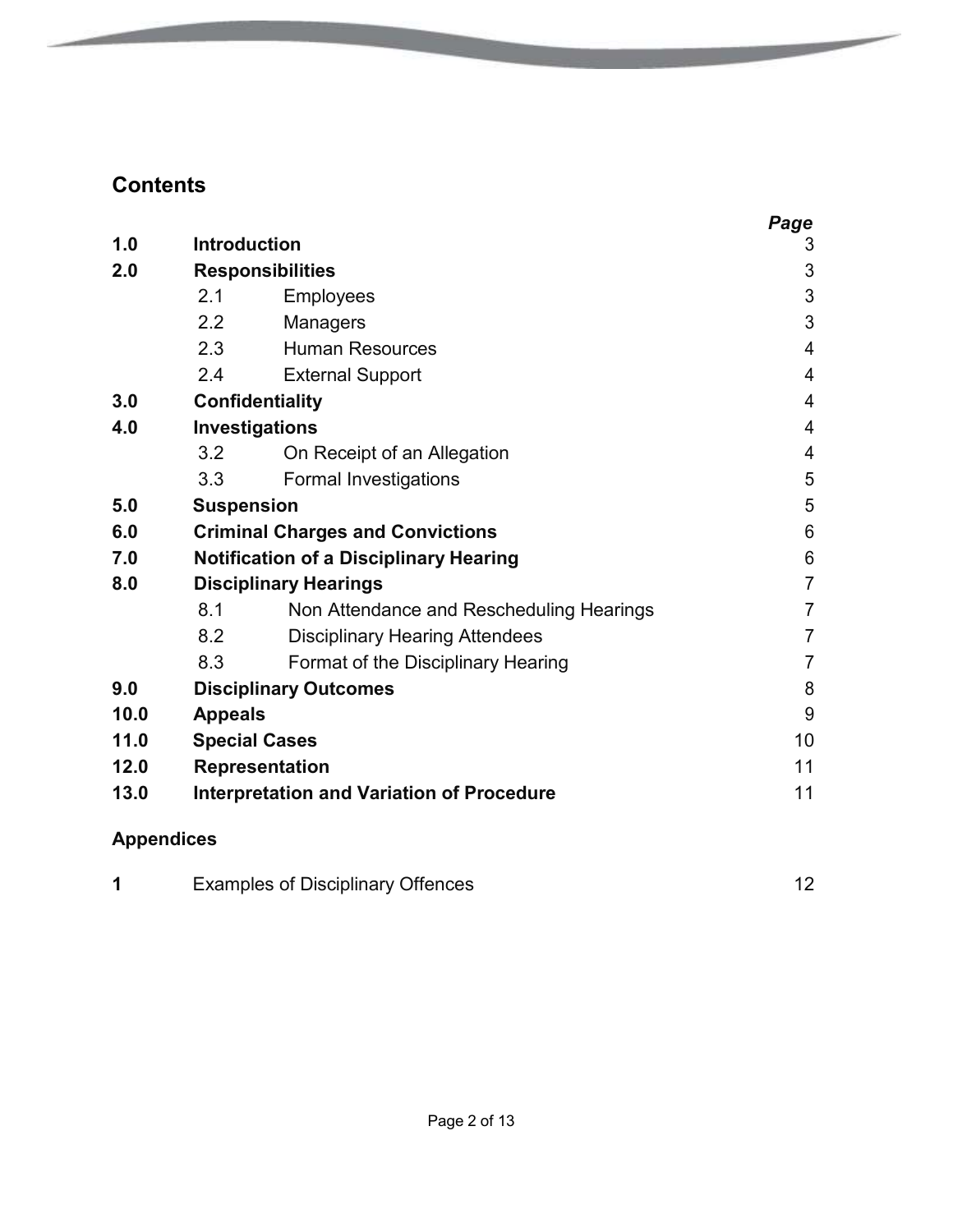## Contents

| | | | *Page* |
|---|---|---|---|
| **1.0** | **Introduction** | | 3 |
| **2.0** | **Responsibilities** | | 3 |
| | 2.1 | Employees | 3 |
| | 2.2 | Managers | 3 |
| | 2.3 | Human Resources | 4 |
| | 2.4 | External Support | 4 |
| **3.0** | **Confidentiality** | | 4 |
| **4.0** | **Investigations** | | 4 |
| | 3.2 | On Receipt of an Allegation | 4 |
| | 3.3 | Formal Investigations | 5 |
| **5.0** | **Suspension** | | 5 |
| **6.0** | **Criminal Charges and Convictions** | | 6 |
| **7.0** | **Notification of a Disciplinary Hearing** | | 6 |
| **8.0** | **Disciplinary Hearings** | | 7 |
| | 8.1 | Non Attendance and Rescheduling Hearings | 7 |
| | 8.2 | Disciplinary Hearing Attendees | 7 |
| | 8.3 | Format of the Disciplinary Hearing | 7 |
| **9.0** | **Disciplinary Outcomes** | | 8 |
| **10.0** | **Appeals** | | 9 |
| **11.0** | **Special Cases** | | 10 |
| **12.0** | **Representation** | | 11 |
| **13.0** | **Interpretation and Variation of Procedure** | | 11 |

### Appendices

| | | |
|---|---|---|
| **1** | Examples of Disciplinary Offences | 12 |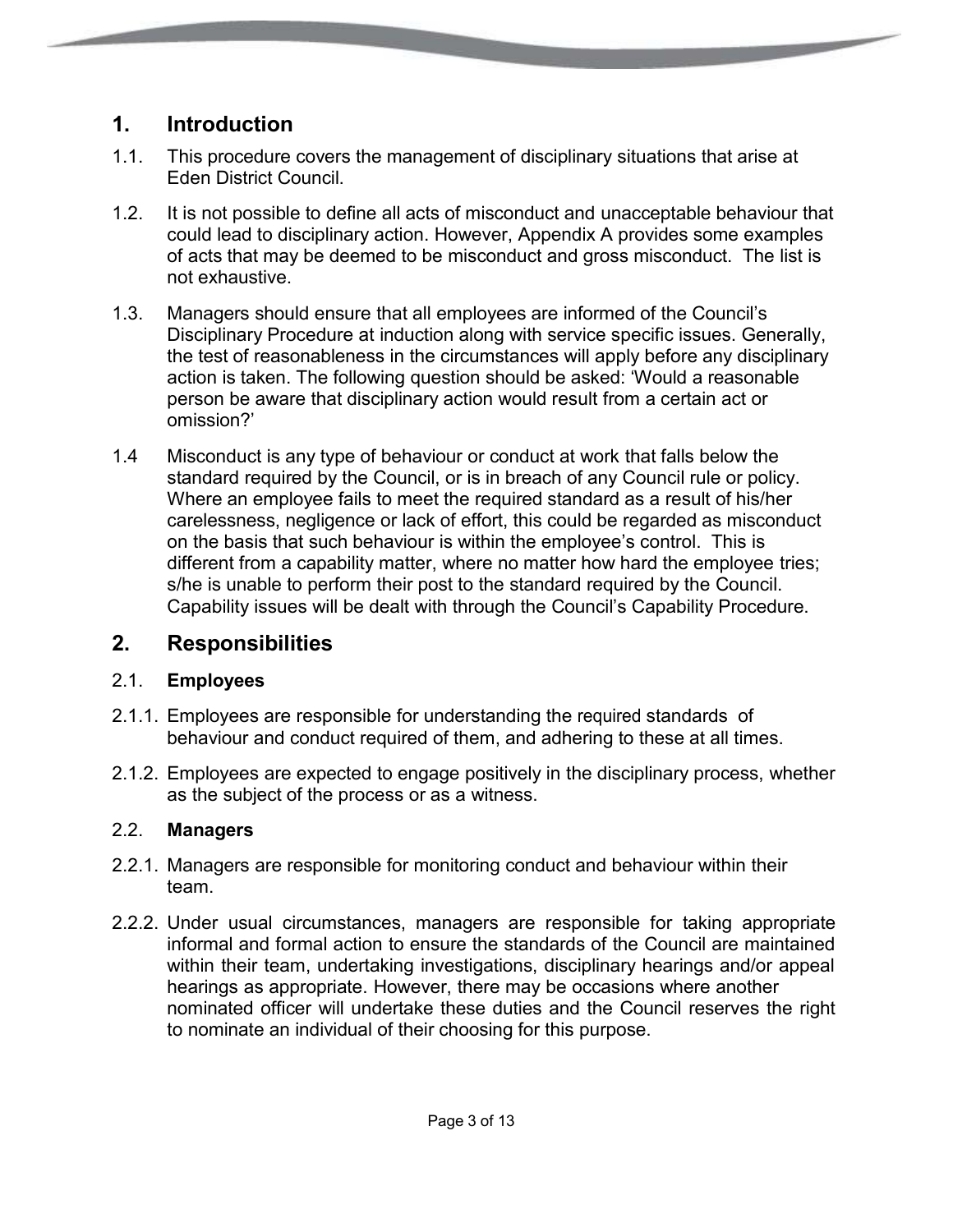## 1. Introduction

1.1. This procedure covers the management of disciplinary situations that arise at Eden District Council.

1.2. It is not possible to define all acts of misconduct and unacceptable behaviour that could lead to disciplinary action. However, Appendix A provides some examples of acts that may be deemed to be misconduct and gross misconduct. The list is not exhaustive.

1.3. Managers should ensure that all employees are informed of the Council's Disciplinary Procedure at induction along with service specific issues. Generally, the test of reasonableness in the circumstances will apply before any disciplinary action is taken. The following question should be asked: 'Would a reasonable person be aware that disciplinary action would result from a certain act or omission?'

1.4 Misconduct is any type of behaviour or conduct at work that falls below the standard required by the Council, or is in breach of any Council rule or policy. Where an employee fails to meet the required standard as a result of his/her carelessness, negligence or lack of effort, this could be regarded as misconduct on the basis that such behaviour is within the employee's control. This is different from a capability matter, where no matter how hard the employee tries; s/he is unable to perform their post to the standard required by the Council. Capability issues will be dealt with through the Council's Capability Procedure.

## 2. Responsibilities

### 2.1. Employees

2.1.1. Employees are responsible for understanding the required standards of behaviour and conduct required of them, and adhering to these at all times.

2.1.2. Employees are expected to engage positively in the disciplinary process, whether as the subject of the process or as a witness.

### 2.2. Managers

2.2.1. Managers are responsible for monitoring conduct and behaviour within their team.

2.2.2. Under usual circumstances, managers are responsible for taking appropriate informal and formal action to ensure the standards of the Council are maintained within their team, undertaking investigations, disciplinary hearings and/or appeal hearings as appropriate. However, there may be occasions where another nominated officer will undertake these duties and the Council reserves the right to nominate an individual of their choosing for this purpose.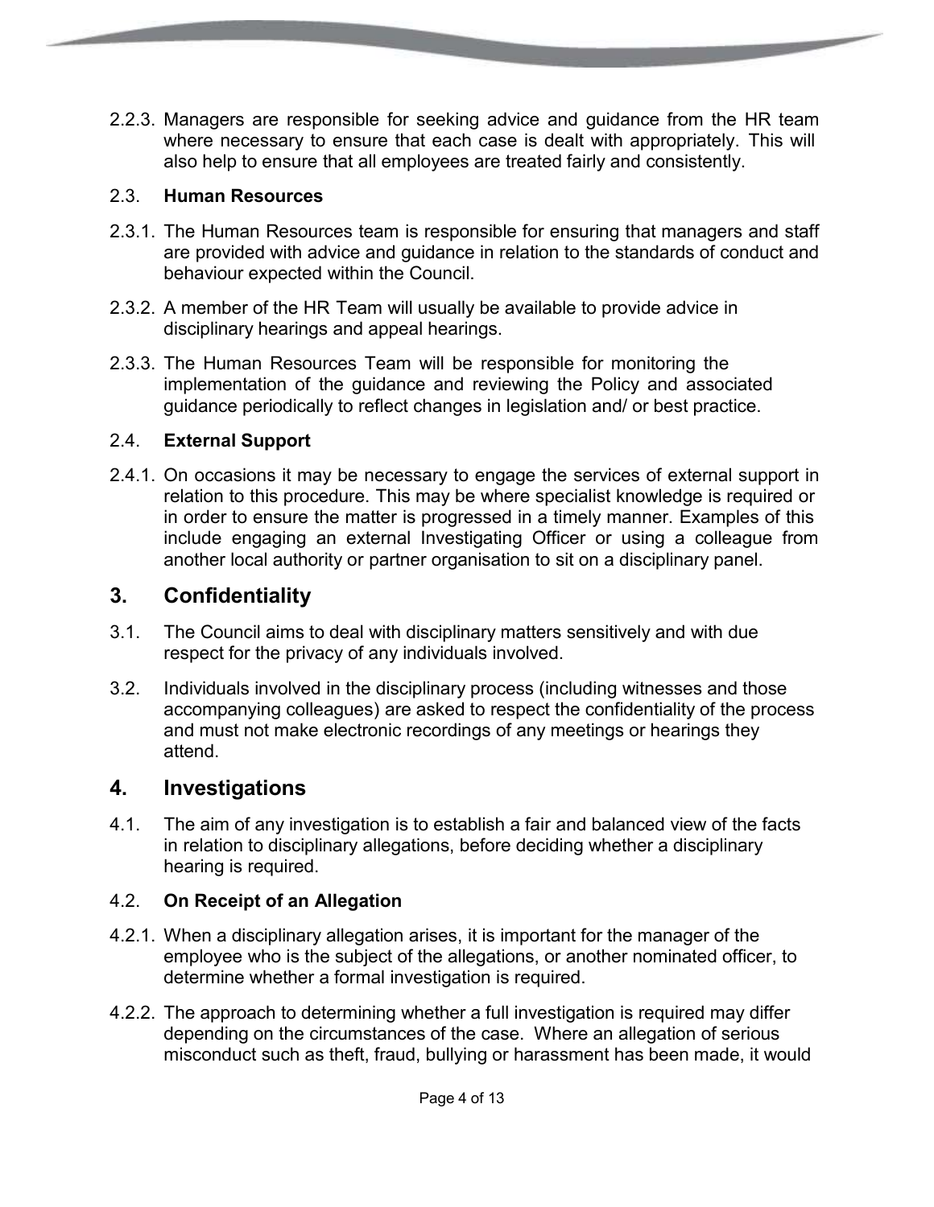2.2.3. Managers are responsible for seeking advice and guidance from the HR team where necessary to ensure that each case is dealt with appropriately. This will also help to ensure that all employees are treated fairly and consistently.

2.3. **Human Resources**

2.3.1. The Human Resources team is responsible for ensuring that managers and staff are provided with advice and guidance in relation to the standards of conduct and behaviour expected within the Council.

2.3.2. A member of the HR Team will usually be available to provide advice in disciplinary hearings and appeal hearings.

2.3.3. The Human Resources Team will be responsible for monitoring the implementation of the guidance and reviewing the Policy and associated guidance periodically to reflect changes in legislation and/ or best practice.

2.4. **External Support**

2.4.1. On occasions it may be necessary to engage the services of external support in relation to this procedure. This may be where specialist knowledge is required or in order to ensure the matter is progressed in a timely manner. Examples of this include engaging an external Investigating Officer or using a colleague from another local authority or partner organisation to sit on a disciplinary panel.

## 3. Confidentiality

3.1. The Council aims to deal with disciplinary matters sensitively and with due respect for the privacy of any individuals involved.

3.2. Individuals involved in the disciplinary process (including witnesses and those accompanying colleagues) are asked to respect the confidentiality of the process and must not make electronic recordings of any meetings or hearings they attend.

## 4. Investigations

4.1. The aim of any investigation is to establish a fair and balanced view of the facts in relation to disciplinary allegations, before deciding whether a disciplinary hearing is required.

4.2. **On Receipt of an Allegation**

4.2.1. When a disciplinary allegation arises, it is important for the manager of the employee who is the subject of the allegations, or another nominated officer, to determine whether a formal investigation is required.

4.2.2. The approach to determining whether a full investigation is required may differ depending on the circumstances of the case. Where an allegation of serious misconduct such as theft, fraud, bullying or harassment has been made, it would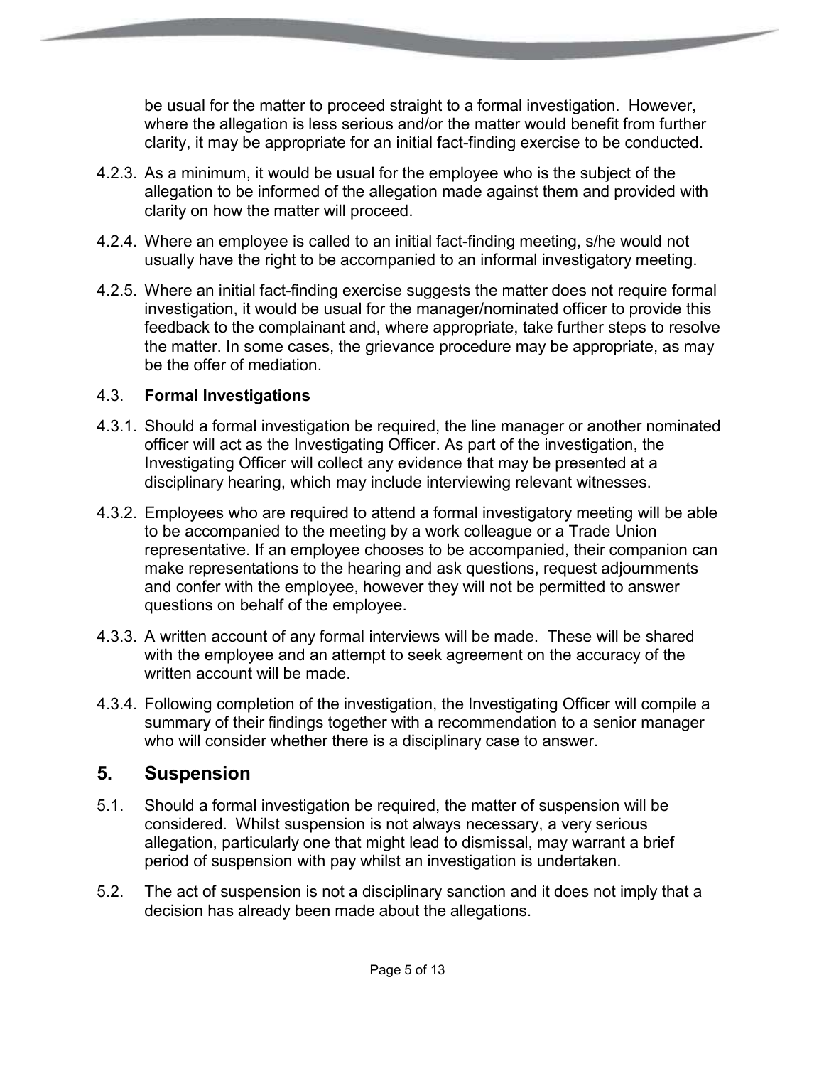be usual for the matter to proceed straight to a formal investigation. However, where the allegation is less serious and/or the matter would benefit from further clarity, it may be appropriate for an initial fact-finding exercise to be conducted.

4.2.3. As a minimum, it would be usual for the employee who is the subject of the allegation to be informed of the allegation made against them and provided with clarity on how the matter will proceed.

4.2.4. Where an employee is called to an initial fact-finding meeting, s/he would not usually have the right to be accompanied to an informal investigatory meeting.

4.2.5. Where an initial fact-finding exercise suggests the matter does not require formal investigation, it would be usual for the manager/nominated officer to provide this feedback to the complainant and, where appropriate, take further steps to resolve the matter. In some cases, the grievance procedure may be appropriate, as may be the offer of mediation.

4.3. **Formal Investigations**

4.3.1. Should a formal investigation be required, the line manager or another nominated officer will act as the Investigating Officer. As part of the investigation, the Investigating Officer will collect any evidence that may be presented at a disciplinary hearing, which may include interviewing relevant witnesses.

4.3.2. Employees who are required to attend a formal investigatory meeting will be able to be accompanied to the meeting by a work colleague or a Trade Union representative. If an employee chooses to be accompanied, their companion can make representations to the hearing and ask questions, request adjournments and confer with the employee, however they will not be permitted to answer questions on behalf of the employee.

4.3.3. A written account of any formal interviews will be made. These will be shared with the employee and an attempt to seek agreement on the accuracy of the written account will be made.

4.3.4. Following completion of the investigation, the Investigating Officer will compile a summary of their findings together with a recommendation to a senior manager who will consider whether there is a disciplinary case to answer.

## 5. Suspension

5.1. Should a formal investigation be required, the matter of suspension will be considered. Whilst suspension is not always necessary, a very serious allegation, particularly one that might lead to dismissal, may warrant a brief period of suspension with pay whilst an investigation is undertaken.

5.2. The act of suspension is not a disciplinary sanction and it does not imply that a decision has already been made about the allegations.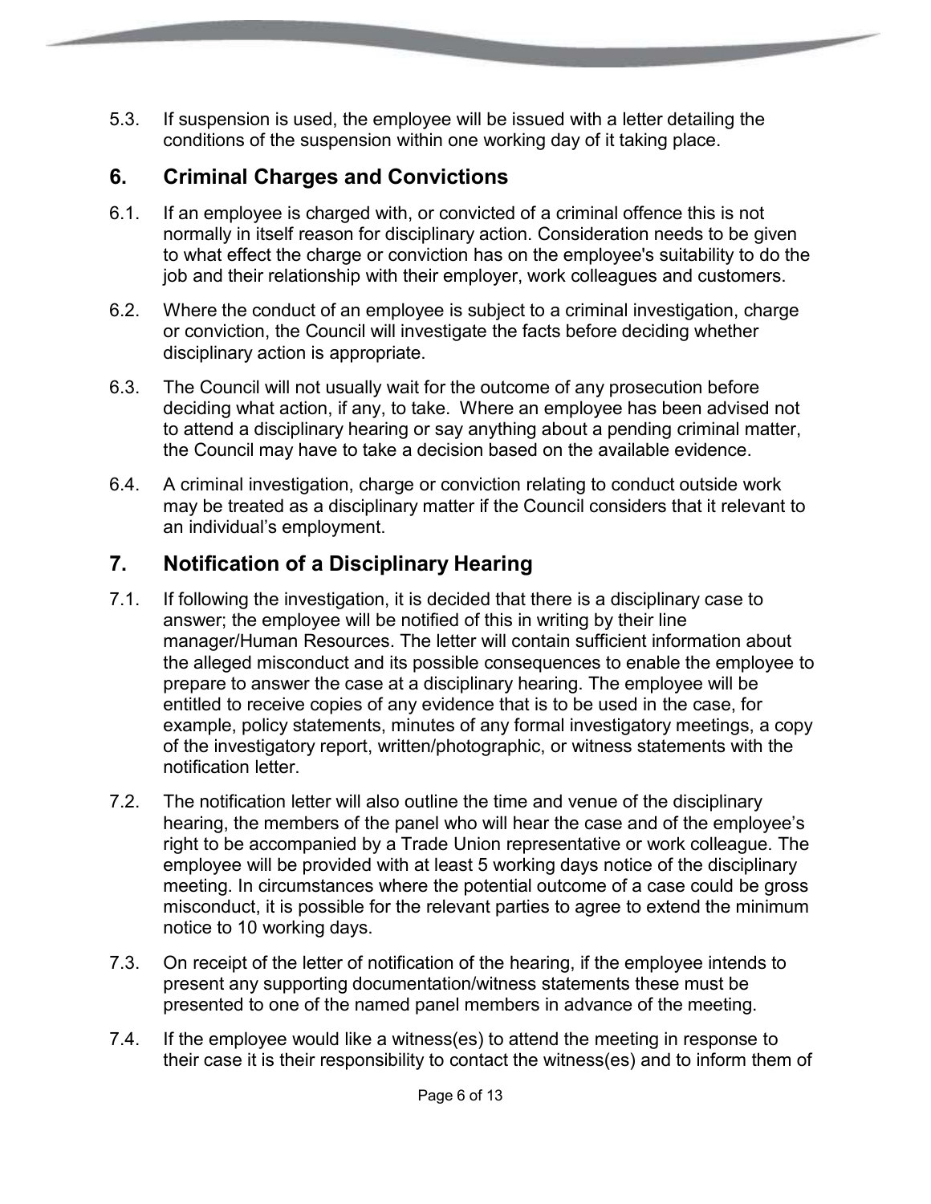5.3. If suspension is used, the employee will be issued with a letter detailing the conditions of the suspension within one working day of it taking place.

## 6. Criminal Charges and Convictions

6.1. If an employee is charged with, or convicted of a criminal offence this is not normally in itself reason for disciplinary action. Consideration needs to be given to what effect the charge or conviction has on the employee's suitability to do the job and their relationship with their employer, work colleagues and customers.

6.2. Where the conduct of an employee is subject to a criminal investigation, charge or conviction, the Council will investigate the facts before deciding whether disciplinary action is appropriate.

6.3. The Council will not usually wait for the outcome of any prosecution before deciding what action, if any, to take. Where an employee has been advised not to attend a disciplinary hearing or say anything about a pending criminal matter, the Council may have to take a decision based on the available evidence.

6.4. A criminal investigation, charge or conviction relating to conduct outside work may be treated as a disciplinary matter if the Council considers that it relevant to an individual's employment.

## 7. Notification of a Disciplinary Hearing

7.1. If following the investigation, it is decided that there is a disciplinary case to answer; the employee will be notified of this in writing by their line manager/Human Resources. The letter will contain sufficient information about the alleged misconduct and its possible consequences to enable the employee to prepare to answer the case at a disciplinary hearing. The employee will be entitled to receive copies of any evidence that is to be used in the case, for example, policy statements, minutes of any formal investigatory meetings, a copy of the investigatory report, written/photographic, or witness statements with the notification letter.

7.2. The notification letter will also outline the time and venue of the disciplinary hearing, the members of the panel who will hear the case and of the employee's right to be accompanied by a Trade Union representative or work colleague. The employee will be provided with at least 5 working days notice of the disciplinary meeting. In circumstances where the potential outcome of a case could be gross misconduct, it is possible for the relevant parties to agree to extend the minimum notice to 10 working days.

7.3. On receipt of the letter of notification of the hearing, if the employee intends to present any supporting documentation/witness statements these must be presented to one of the named panel members in advance of the meeting.

7.4. If the employee would like a witness(es) to attend the meeting in response to their case it is their responsibility to contact the witness(es) and to inform them of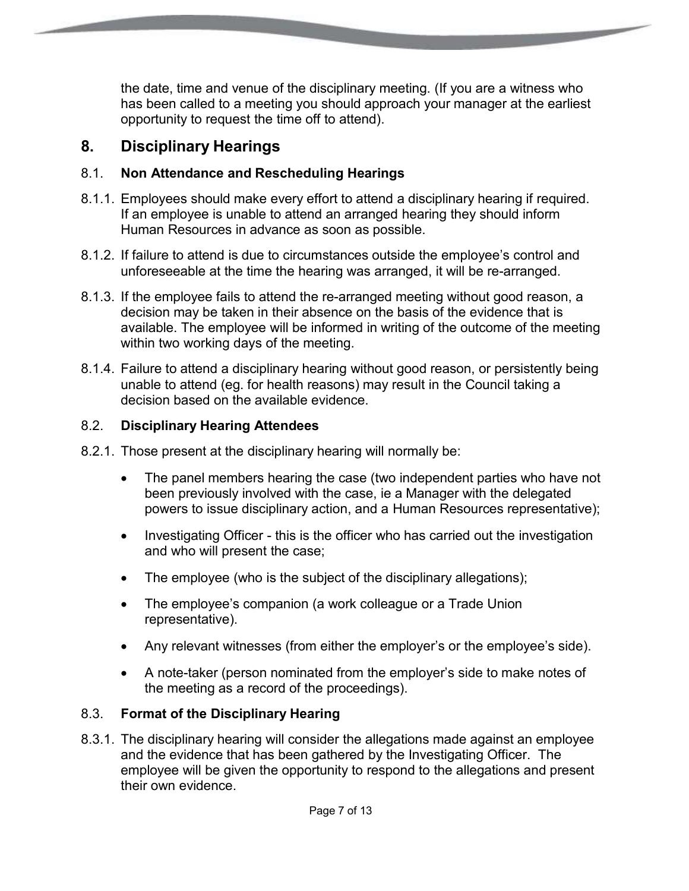the date, time and venue of the disciplinary meeting. (If you are a witness who has been called to a meeting you should approach your manager at the earliest opportunity to request the time off to attend).

## 8. Disciplinary Hearings

### 8.1. Non Attendance and Rescheduling Hearings

8.1.1. Employees should make every effort to attend a disciplinary hearing if required. If an employee is unable to attend an arranged hearing they should inform Human Resources in advance as soon as possible.

8.1.2. If failure to attend is due to circumstances outside the employee's control and unforeseeable at the time the hearing was arranged, it will be re-arranged.

8.1.3. If the employee fails to attend the re-arranged meeting without good reason, a decision may be taken in their absence on the basis of the evidence that is available. The employee will be informed in writing of the outcome of the meeting within two working days of the meeting.

8.1.4. Failure to attend a disciplinary hearing without good reason, or persistently being unable to attend (eg. for health reasons) may result in the Council taking a decision based on the available evidence.

### 8.2. Disciplinary Hearing Attendees

8.2.1. Those present at the disciplinary hearing will normally be:

- The panel members hearing the case (two independent parties who have not been previously involved with the case, ie a Manager with the delegated powers to issue disciplinary action, and a Human Resources representative);
- Investigating Officer - this is the officer who has carried out the investigation and who will present the case;
- The employee (who is the subject of the disciplinary allegations);
- The employee's companion (a work colleague or a Trade Union representative).
- Any relevant witnesses (from either the employer's or the employee's side).
- A note-taker (person nominated from the employer's side to make notes of the meeting as a record of the proceedings).

### 8.3. Format of the Disciplinary Hearing

8.3.1. The disciplinary hearing will consider the allegations made against an employee and the evidence that has been gathered by the Investigating Officer. The employee will be given the opportunity to respond to the allegations and present their own evidence.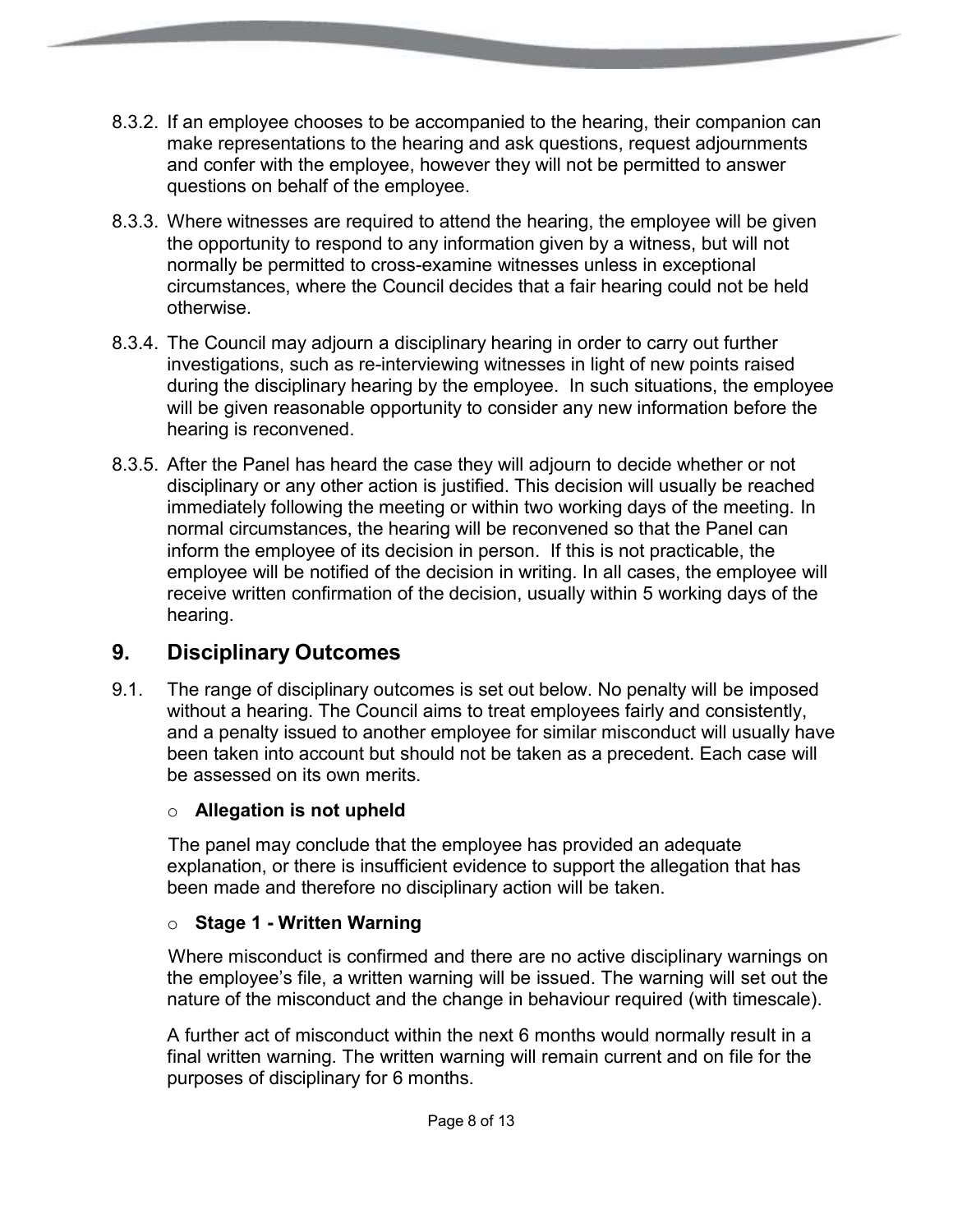8.3.2. If an employee chooses to be accompanied to the hearing, their companion can make representations to the hearing and ask questions, request adjournments and confer with the employee, however they will not be permitted to answer questions on behalf of the employee.

8.3.3. Where witnesses are required to attend the hearing, the employee will be given the opportunity to respond to any information given by a witness, but will not normally be permitted to cross-examine witnesses unless in exceptional circumstances, where the Council decides that a fair hearing could not be held otherwise.

8.3.4. The Council may adjourn a disciplinary hearing in order to carry out further investigations, such as re-interviewing witnesses in light of new points raised during the disciplinary hearing by the employee. In such situations, the employee will be given reasonable opportunity to consider any new information before the hearing is reconvened.

8.3.5. After the Panel has heard the case they will adjourn to decide whether or not disciplinary or any other action is justified. This decision will usually be reached immediately following the meeting or within two working days of the meeting. In normal circumstances, the hearing will be reconvened so that the Panel can inform the employee of its decision in person. If this is not practicable, the employee will be notified of the decision in writing. In all cases, the employee will receive written confirmation of the decision, usually within 5 working days of the hearing.

## 9. Disciplinary Outcomes

9.1. The range of disciplinary outcomes is set out below. No penalty will be imposed without a hearing. The Council aims to treat employees fairly and consistently, and a penalty issued to another employee for similar misconduct will usually have been taken into account but should not be taken as a precedent. Each case will be assessed on its own merits.

- **Allegation is not upheld**

  The panel may conclude that the employee has provided an adequate explanation, or there is insufficient evidence to support the allegation that has been made and therefore no disciplinary action will be taken.

- **Stage 1 - Written Warning**

  Where misconduct is confirmed and there are no active disciplinary warnings on the employee's file, a written warning will be issued. The warning will set out the nature of the misconduct and the change in behaviour required (with timescale).

  A further act of misconduct within the next 6 months would normally result in a final written warning. The written warning will remain current and on file for the purposes of disciplinary for 6 months.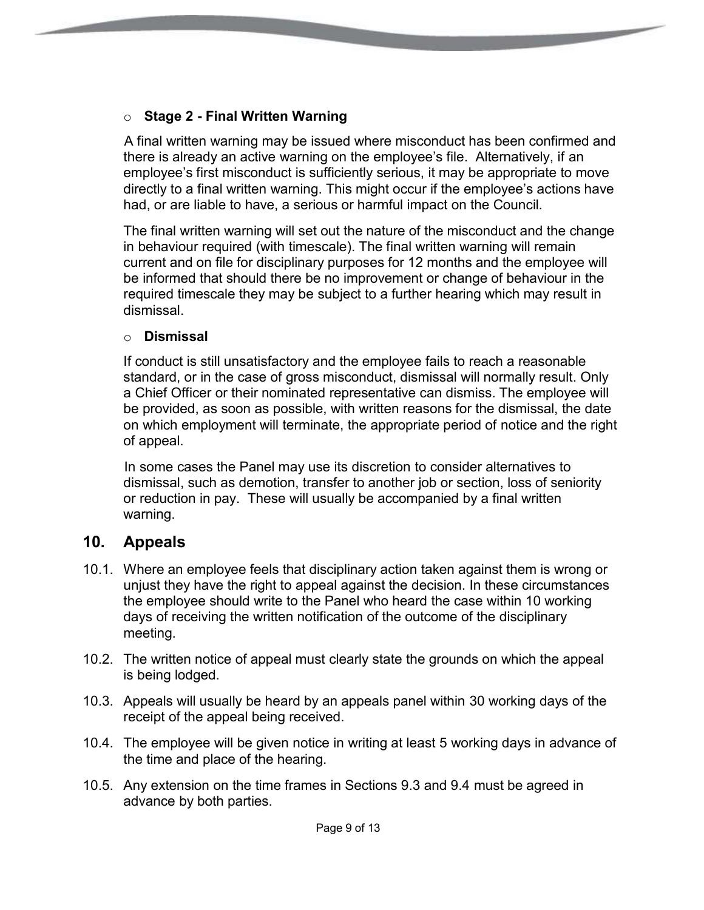- **Stage 2 - Final Written Warning**

  A final written warning may be issued where misconduct has been confirmed and there is already an active warning on the employee's file. Alternatively, if an employee's first misconduct is sufficiently serious, it may be appropriate to move directly to a final written warning. This might occur if the employee's actions have had, or are liable to have, a serious or harmful impact on the Council.

  The final written warning will set out the nature of the misconduct and the change in behaviour required (with timescale). The final written warning will remain current and on file for disciplinary purposes for 12 months and the employee will be informed that should there be no improvement or change of behaviour in the required timescale they may be subject to a further hearing which may result in dismissal.

- **Dismissal**

  If conduct is still unsatisfactory and the employee fails to reach a reasonable standard, or in the case of gross misconduct, dismissal will normally result. Only a Chief Officer or their nominated representative can dismiss. The employee will be provided, as soon as possible, with written reasons for the dismissal, the date on which employment will terminate, the appropriate period of notice and the right of appeal.

  In some cases the Panel may use its discretion to consider alternatives to dismissal, such as demotion, transfer to another job or section, loss of seniority or reduction in pay. These will usually be accompanied by a final written warning.

## 10. Appeals

10.1. Where an employee feels that disciplinary action taken against them is wrong or unjust they have the right to appeal against the decision. In these circumstances the employee should write to the Panel who heard the case within 10 working days of receiving the written notification of the outcome of the disciplinary meeting.

10.2. The written notice of appeal must clearly state the grounds on which the appeal is being lodged.

10.3. Appeals will usually be heard by an appeals panel within 30 working days of the receipt of the appeal being received.

10.4. The employee will be given notice in writing at least 5 working days in advance of the time and place of the hearing.

10.5. Any extension on the time frames in Sections 9.3 and 9.4 must be agreed in advance by both parties.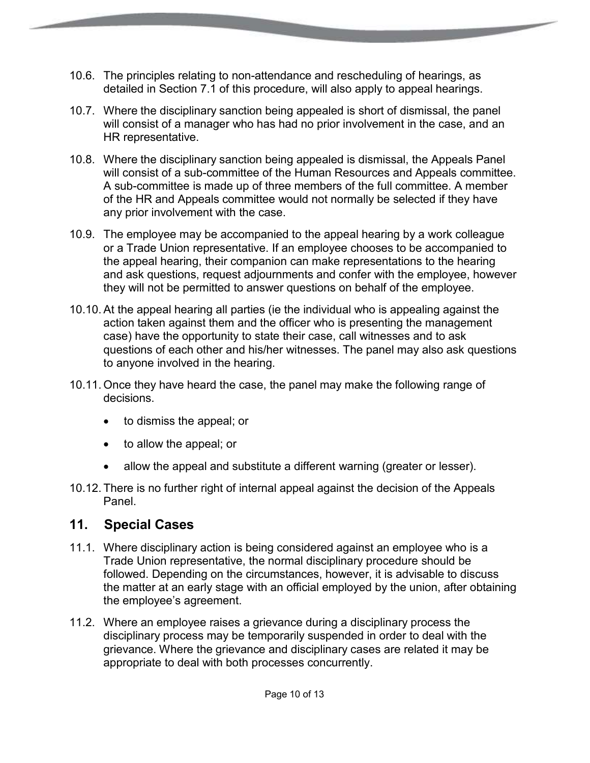10.6. The principles relating to non-attendance and rescheduling of hearings, as detailed in Section 7.1 of this procedure, will also apply to appeal hearings.

10.7. Where the disciplinary sanction being appealed is short of dismissal, the panel will consist of a manager who has had no prior involvement in the case, and an HR representative.

10.8. Where the disciplinary sanction being appealed is dismissal, the Appeals Panel will consist of a sub-committee of the Human Resources and Appeals committee. A sub-committee is made up of three members of the full committee. A member of the HR and Appeals committee would not normally be selected if they have any prior involvement with the case.

10.9. The employee may be accompanied to the appeal hearing by a work colleague or a Trade Union representative. If an employee chooses to be accompanied to the appeal hearing, their companion can make representations to the hearing and ask questions, request adjournments and confer with the employee, however they will not be permitted to answer questions on behalf of the employee.

10.10. At the appeal hearing all parties (ie the individual who is appealing against the action taken against them and the officer who is presenting the management case) have the opportunity to state their case, call witnesses and to ask questions of each other and his/her witnesses. The panel may also ask questions to anyone involved in the hearing.

10.11. Once they have heard the case, the panel may make the following range of decisions.

- to dismiss the appeal; or
- to allow the appeal; or
- allow the appeal and substitute a different warning (greater or lesser).

10.12. There is no further right of internal appeal against the decision of the Appeals Panel.

## 11. Special Cases

11.1. Where disciplinary action is being considered against an employee who is a Trade Union representative, the normal disciplinary procedure should be followed. Depending on the circumstances, however, it is advisable to discuss the matter at an early stage with an official employed by the union, after obtaining the employee's agreement.

11.2. Where an employee raises a grievance during a disciplinary process the disciplinary process may be temporarily suspended in order to deal with the grievance. Where the grievance and disciplinary cases are related it may be appropriate to deal with both processes concurrently.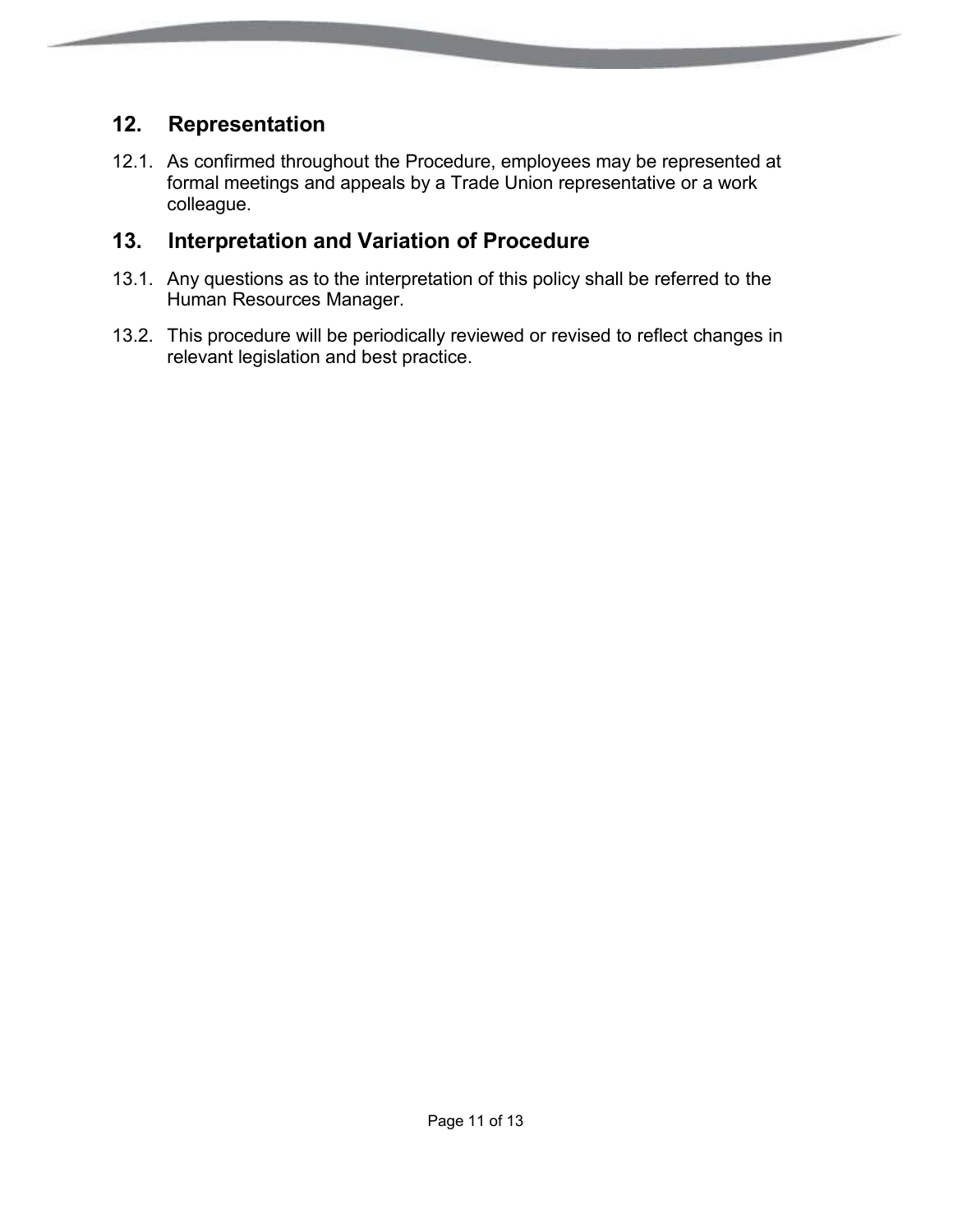## 12. Representation

12.1. As confirmed throughout the Procedure, employees may be represented at formal meetings and appeals by a Trade Union representative or a work colleague.

## 13. Interpretation and Variation of Procedure

13.1. Any questions as to the interpretation of this policy shall be referred to the Human Resources Manager.

13.2. This procedure will be periodically reviewed or revised to reflect changes in relevant legislation and best practice.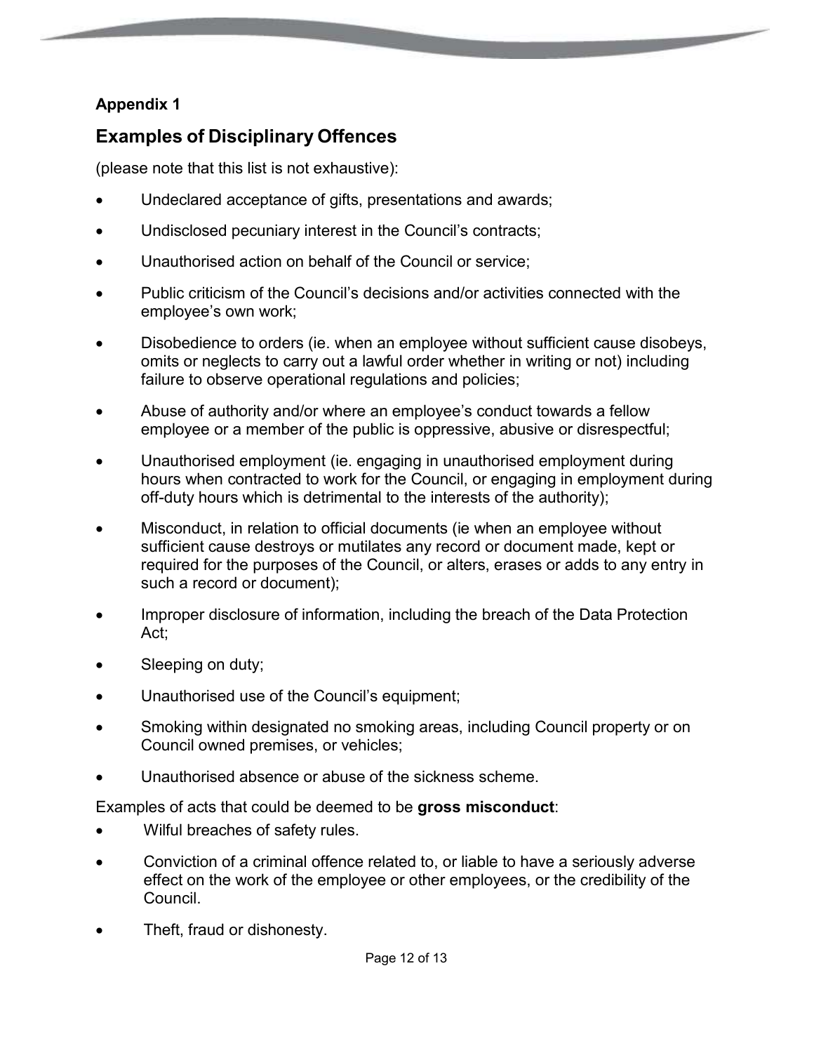**Appendix 1**

## Examples of Disciplinary Offences

(please note that this list is not exhaustive):

- Undeclared acceptance of gifts, presentations and awards;
- Undisclosed pecuniary interest in the Council's contracts;
- Unauthorised action on behalf of the Council or service;
- Public criticism of the Council's decisions and/or activities connected with the employee's own work;
- Disobedience to orders (ie. when an employee without sufficient cause disobeys, omits or neglects to carry out a lawful order whether in writing or not) including failure to observe operational regulations and policies;
- Abuse of authority and/or where an employee's conduct towards a fellow employee or a member of the public is oppressive, abusive or disrespectful;
- Unauthorised employment (ie. engaging in unauthorised employment during hours when contracted to work for the Council, or engaging in employment during off-duty hours which is detrimental to the interests of the authority);
- Misconduct, in relation to official documents (ie when an employee without sufficient cause destroys or mutilates any record or document made, kept or required for the purposes of the Council, or alters, erases or adds to any entry in such a record or document);
- Improper disclosure of information, including the breach of the Data Protection Act;
- Sleeping on duty;
- Unauthorised use of the Council's equipment;
- Smoking within designated no smoking areas, including Council property or on Council owned premises, or vehicles;
- Unauthorised absence or abuse of the sickness scheme.

Examples of acts that could be deemed to be **gross misconduct**:

- Wilful breaches of safety rules.
- Conviction of a criminal offence related to, or liable to have a seriously adverse effect on the work of the employee or other employees, or the credibility of the Council.
- Theft, fraud or dishonesty.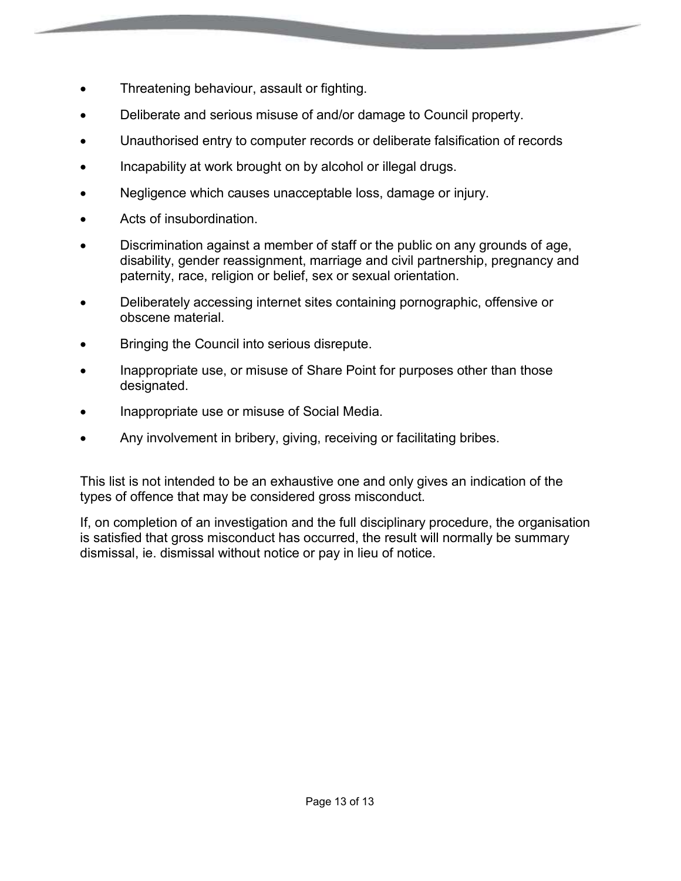- Threatening behaviour, assault or fighting.
- Deliberate and serious misuse of and/or damage to Council property.
- Unauthorised entry to computer records or deliberate falsification of records
- Incapability at work brought on by alcohol or illegal drugs.
- Negligence which causes unacceptable loss, damage or injury.
- Acts of insubordination.
- Discrimination against a member of staff or the public on any grounds of age, disability, gender reassignment, marriage and civil partnership, pregnancy and paternity, race, religion or belief, sex or sexual orientation.
- Deliberately accessing internet sites containing pornographic, offensive or obscene material.
- Bringing the Council into serious disrepute.
- Inappropriate use, or misuse of Share Point for purposes other than those designated.
- Inappropriate use or misuse of Social Media.
- Any involvement in bribery, giving, receiving or facilitating bribes.

This list is not intended to be an exhaustive one and only gives an indication of the types of offence that may be considered gross misconduct.

If, on completion of an investigation and the full disciplinary procedure, the organisation is satisfied that gross misconduct has occurred, the result will normally be summary dismissal, ie. dismissal without notice or pay in lieu of notice.